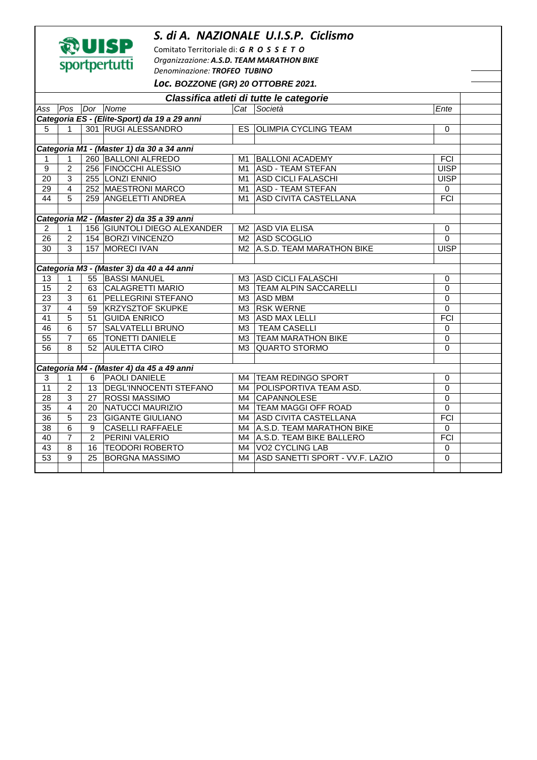## *S. di A. NAZIONALE U.I.S.P. Ciclismo*

Comitato Territoriale di: ***G R O S S E T O***
*Organizzazione:* ***A.S.D. TEAM MARATHON BIKE***
*Denominazione:* ***TROFEO TUBINO***

***Loc. BOZZONE (GR) 20 OTTOBRE 2021.***

### *Classifica atleti di tutte le categorie*

| Ass | Pos | Dor | Nome | Cat | Società | Ente |
|---|---|---|---|---|---|---|
| ***Categoria ES - (Elite-Sport) da 19 a 29 anni*** | | | | | | |
| 5 | 1 | 301 | RUGI ALESSANDRO | ES | OLIMPIA CYCLING TEAM | 0 |
| | | | | | | |
| ***Categoria M1 - (Master 1) da 30 a 34 anni*** | | | | | | |
| 1 | 1 | 260 | BALLONI ALFREDO | M1 | BALLONI ACADEMY | FCI |
| 9 | 2 | 256 | FINOCCHI ALESSIO | M1 | ASD - TEAM STEFAN | UISP |
| 20 | 3 | 255 | LONZI ENNIO | M1 | ASD CICLI FALASCHI | UISP |
| 29 | 4 | 252 | MAESTRONI MARCO | M1 | ASD - TEAM STEFAN | 0 |
| 44 | 5 | 259 | ANGELETTI ANDREA | M1 | ASD CIVITA CASTELLANA | FCI |
| | | | | | | |
| ***Categoria M2 - (Master 2) da 35 a 39 anni*** | | | | | | |
| 2 | 1 | 156 | GIUNTOLI DIEGO ALEXANDER | M2 | ASD VIA ELISA | 0 |
| 26 | 2 | 154 | BORZI VINCENZO | M2 | ASD SCOGLIO | 0 |
| 30 | 3 | 157 | MORECI IVAN | M2 | A.S.D. TEAM MARATHON BIKE | UISP |
| | | | | | | |
| ***Categoria M3 - (Master 3) da 40 a 44 anni*** | | | | | | |
| 13 | 1 | 55 | BASSI MANUEL | M3 | ASD CICLI FALASCHI | 0 |
| 15 | 2 | 63 | CALAGRETTI MARIO | M3 | TEAM ALPIN SACCARELLI | 0 |
| 23 | 3 | 61 | PELLEGRINI STEFANO | M3 | ASD MBM | 0 |
| 37 | 4 | 59 | KRZYSZTOF SKUPKE | M3 | RSK WERNE | 0 |
| 41 | 5 | 51 | GUIDA ENRICO | M3 | ASD MAX LELLI | FCI |
| 46 | 6 | 57 | SALVATELLI BRUNO | M3 | TEAM CASELLI | 0 |
| 55 | 7 | 65 | TONETTI DANIELE | M3 | TEAM MARATHON BIKE | 0 |
| 56 | 8 | 52 | AULETTA CIRO | M3 | QUARTO STORMO | 0 |
| | | | | | | |
| ***Categoria M4 - (Master 4) da 45 a 49 anni*** | | | | | | |
| 3 | 1 | 6 | PAOLI DANIELE | M4 | TEAM REDINGO SPORT | 0 |
| 11 | 2 | 13 | DEGL'INNOCENTI STEFANO | M4 | POLISPORTIVA TEAM ASD. | 0 |
| 28 | 3 | 27 | ROSSI MASSIMO | M4 | CAPANNOLESE | 0 |
| 35 | 4 | 20 | NATUCCI MAURIZIO | M4 | TEAM MAGGI OFF ROAD | 0 |
| 36 | 5 | 23 | GIGANTE GIULIANO | M4 | ASD CIVITA CASTELLANA | FCI |
| 38 | 6 | 9 | CASELLI RAFFAELE | M4 | A.S.D. TEAM MARATHON BIKE | 0 |
| 40 | 7 | 2 | PERINI VALERIO | M4 | A.S.D. TEAM BIKE BALLERO | FCI |
| 43 | 8 | 16 | TEODORI ROBERTO | M4 | VO2 CYCLING LAB | 0 |
| 53 | 9 | 25 | BORGNA MASSIMO | M4 | ASD SANETTI SPORT - VV.F. LAZIO | 0 |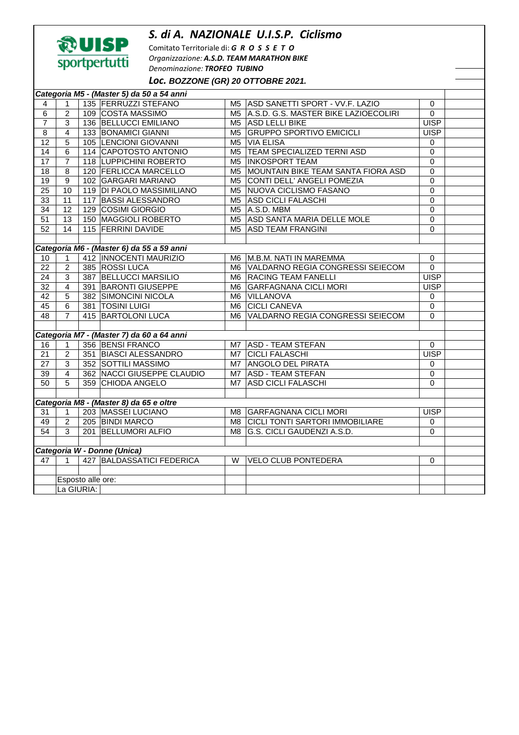# S. di A. NAZIONALE U.I.S.P. Ciclismo

Comitato Territoriale di: ***G R O S S E T O***
*Organizzazione:* ***A.S.D. TEAM MARATHON BIKE***
*Denominazione:* ***TROFEO TUBINO***

***Loc. BOZZONE (GR) 20 OTTOBRE 2021.***

| | | | | | | |
|---|---|---|---|---|---|---|
| ***Categoria M5 - (Master 5) da 50 a 54 anni*** | | | | | | |
| 4 | 1 | 135 | FERRUZZI STEFANO | M5 | ASD SANETTI SPORT - VV.F. LAZIO | 0 |
| 6 | 2 | 109 | COSTA MASSIMO | M5 | A.S.D. G.S. MASTER BIKE LAZIOECOLIRI | 0 |
| 7 | 3 | 136 | BELLUCCI EMILIANO | M5 | ASD LELLI BIKE | UISP |
| 8 | 4 | 133 | BONAMICI GIANNI | M5 | GRUPPO SPORTIVO EMICICLI | UISP |
| 12 | 5 | 105 | LENCIONI GIOVANNI | M5 | VIA ELISA | 0 |
| 14 | 6 | 114 | CAPOTOSTO ANTONIO | M5 | TEAM SPECIALIZED TERNI ASD | 0 |
| 17 | 7 | 118 | LUPPICHINI ROBERTO | M5 | INKOSPORT TEAM | 0 |
| 18 | 8 | 120 | FERLICCA MARCELLO | M5 | MOUNTAIN BIKE TEAM SANTA FIORA ASD | 0 |
| 19 | 9 | 102 | GARGARI MARIANO | M5 | CONTI DELL' ANGELI POMEZIA | 0 |
| 25 | 10 | 119 | DI PAOLO MASSIMILIANO | M5 | NUOVA CICLISMO FASANO | 0 |
| 33 | 11 | 117 | BASSI ALESSANDRO | M5 | ASD CICLI FALASCHI | 0 |
| 34 | 12 | 129 | COSIMI GIORGIO | M5 | A.S.D. MBM | 0 |
| 51 | 13 | 150 | MAGGIOLI ROBERTO | M5 | ASD SANTA MARIA DELLE MOLE | 0 |
| 52 | 14 | 115 | FERRINI DAVIDE | M5 | ASD TEAM FRANGINI | 0 |
| ***Categoria M6 - (Master 6) da 55 a 59 anni*** | | | | | | |
| 10 | 1 | 412 | INNOCENTI MAURIZIO | M6 | M.B.M. NATI IN MAREMMA | 0 |
| 22 | 2 | 385 | ROSSI LUCA | M6 | VALDARNO REGIA CONGRESSI SEIECOM | 0 |
| 24 | 3 | 387 | BELLUCCI MARSILIO | M6 | RACING TEAM FANELLI | UISP |
| 32 | 4 | 391 | BARONTI GIUSEPPE | M6 | GARFAGNANA CICLI MORI | UISP |
| 42 | 5 | 382 | SIMONCINI NICOLA | M6 | VILLANOVA | 0 |
| 45 | 6 | 381 | TOSINI LUIGI | M6 | CICLI CANEVA | 0 |
| 48 | 7 | 415 | BARTOLONI LUCA | M6 | VALDARNO REGIA CONGRESSI SEIECOM | 0 |
| ***Categoria M7 - (Master 7) da 60 a 64 anni*** | | | | | | |
| 16 | 1 | 356 | BENSI FRANCO | M7 | ASD - TEAM STEFAN | 0 |
| 21 | 2 | 351 | BIASCI ALESSANDRO | M7 | CICLI FALASCHI | UISP |
| 27 | 3 | 352 | SOTTILI MASSIMO | M7 | ANGOLO DEL PIRATA | 0 |
| 39 | 4 | 362 | NACCI GIUSEPPE CLAUDIO | M7 | ASD - TEAM STEFAN | 0 |
| 50 | 5 | 359 | CHIODA ANGELO | M7 | ASD CICLI FALASCHI | 0 |
| ***Categoria M8 - (Master 8) da 65 e oltre*** | | | | | | |
| 31 | 1 | 203 | MASSEI LUCIANO | M8 | GARFAGNANA CICLI MORI | UISP |
| 49 | 2 | 205 | BINDI MARCO | M8 | CICLI TONTI SARTORI IMMOBILIARE | 0 |
| 54 | 3 | 201 | BELLUMORI ALFIO | M8 | G.S. CICLI GAUDENZI A.S.D. | 0 |
| ***Categoria W - Donne (Unica)*** | | | | | | |
| 47 | 1 | 427 | BALDASSATICI FEDERICA | W | VELO CLUB PONTEDERA | 0 |

Esposto alle ore:

La GIURIA: